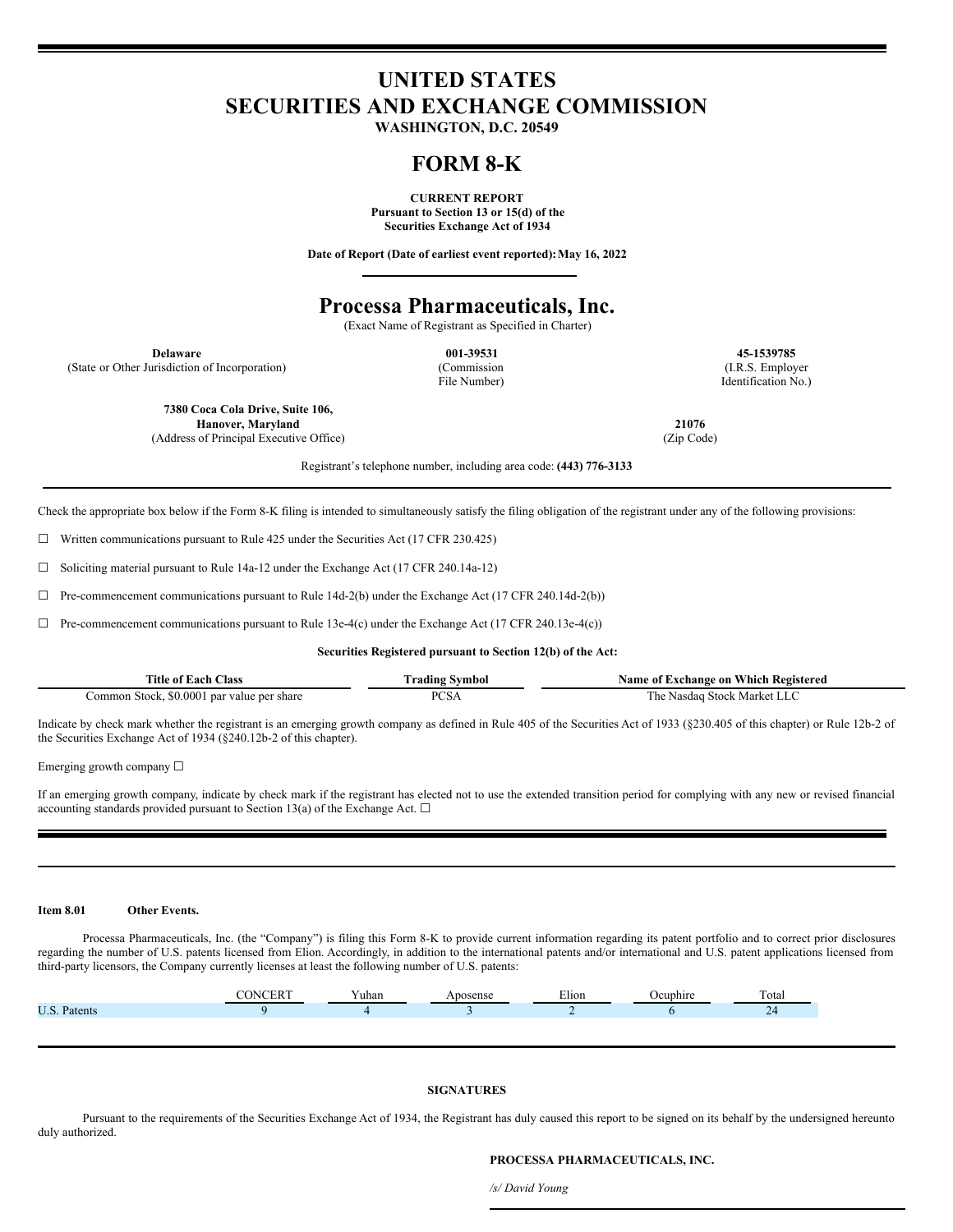# UNITED STATES
# SECURITIES AND EXCHANGE COMMISSION

**WASHINGTON, D.C. 20549**

# FORM 8-K

**CURRENT REPORT**
**Pursuant to Section 13 or 15(d) of the**
**Securities Exchange Act of 1934**

**Date of Report (Date of earliest event reported): May 16, 2022**

# Processa Pharmaceuticals, Inc.

(Exact Name of Registrant as Specified in Charter)

| **Delaware** | **001-39531** | **45-1539785** |
|---|---|---|
| (State or Other Jurisdiction of Incorporation) | (Commission File Number) | (I.R.S. Employer Identification No.) |

| **7380 Coca Cola Drive, Suite 106, Hanover, Maryland** | **21076** |
|---|---|
| (Address of Principal Executive Office) | (Zip Code) |

Registrant's telephone number, including area code: **(443) 776-3133**

Check the appropriate box below if the Form 8-K filing is intended to simultaneously satisfy the filing obligation of the registrant under any of the following provisions:

☐ Written communications pursuant to Rule 425 under the Securities Act (17 CFR 230.425)

☐ Soliciting material pursuant to Rule 14a-12 under the Exchange Act (17 CFR 240.14a-12)

☐ Pre-commencement communications pursuant to Rule 14d-2(b) under the Exchange Act (17 CFR 240.14d-2(b))

☐ Pre-commencement communications pursuant to Rule 13e-4(c) under the Exchange Act (17 CFR 240.13e-4(c))

**Securities Registered pursuant to Section 12(b) of the Act:**

| Title of Each Class | Trading Symbol | Name of Exchange on Which Registered |
|---|---|---|
| Common Stock, $0.0001 par value per share | PCSA | The Nasdaq Stock Market LLC |

Indicate by check mark whether the registrant is an emerging growth company as defined in Rule 405 of the Securities Act of 1933 (§230.405 of this chapter) or Rule 12b-2 of the Securities Exchange Act of 1934 (§240.12b-2 of this chapter).

Emerging growth company ☐

If an emerging growth company, indicate by check mark if the registrant has elected not to use the extended transition period for complying with any new or revised financial accounting standards provided pursuant to Section 13(a) of the Exchange Act. ☐

**Item 8.01 Other Events.**

Processa Pharmaceuticals, Inc. (the "Company") is filing this Form 8-K to provide current information regarding its patent portfolio and to correct prior disclosures regarding the number of U.S. patents licensed from Elion. Accordingly, in addition to the international patents and/or international and U.S. patent applications licensed from third-party licensors, the Company currently licenses at least the following number of U.S. patents:

| | CONCERT | Yuhan | Aposense | Elion | Ocuphire | Total |
|---|---|---|---|---|---|---|
| U.S. Patents | 9 | 4 | 3 | 2 | 6 | 24 |

**SIGNATURES**

Pursuant to the requirements of the Securities Exchange Act of 1934, the Registrant has duly caused this report to be signed on its behalf by the undersigned hereunto duly authorized.

**PROCESSA PHARMACEUTICALS, INC.**

*/s/ David Young*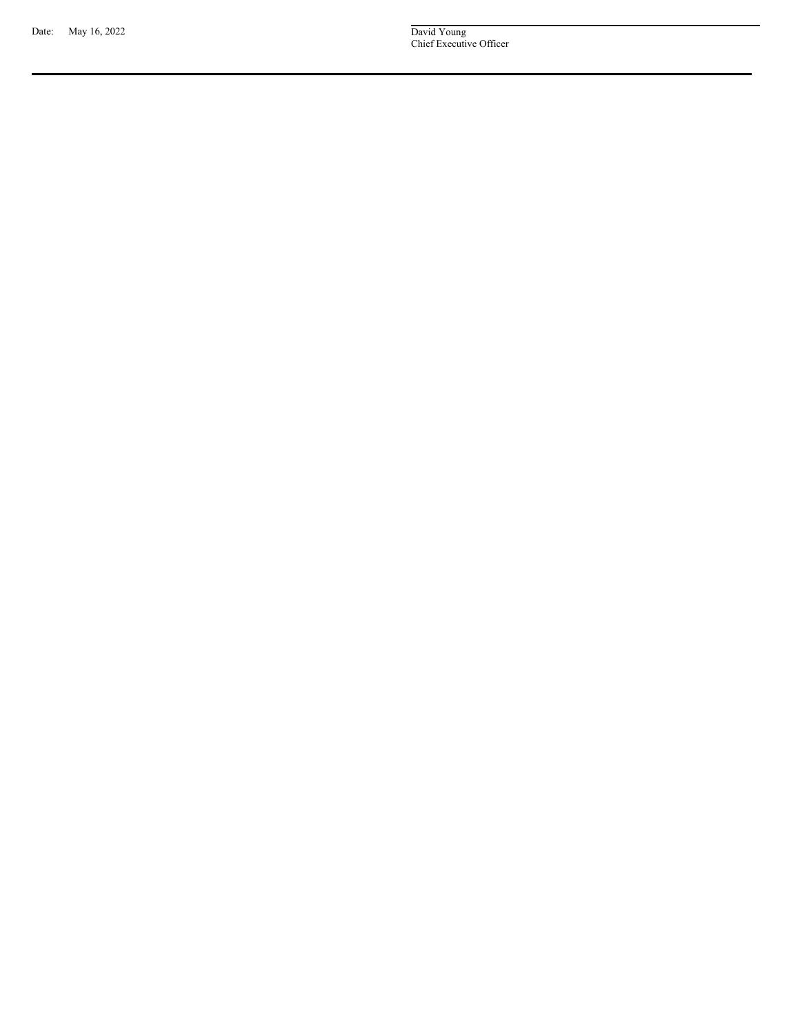Date: May 16, 2022

David Young
Chief Executive Officer